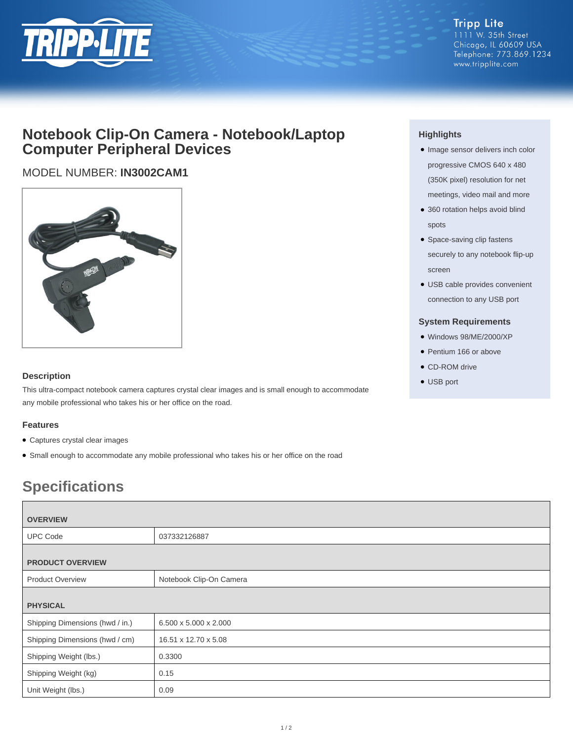Tripp Lite
1111 W. 35th Street
Chicago, IL 60609 USA
Telephone: 773.869.1234
www.tripplite.com

# Notebook Clip-On Camera - Notebook/Laptop Computer Peripheral Devices

## MODEL NUMBER: **IN3002CAM1**

### Highlights

- Image sensor delivers inch color progressive CMOS 640 x 480 (350K pixel) resolution for net meetings, video mail and more
- 360 rotation helps avoid blind spots
- Space-saving clip fastens securely to any notebook flip-up screen
- USB cable provides convenient connection to any USB port

### System Requirements

- Windows 98/ME/2000/XP
- Pentium 166 or above
- CD-ROM drive
- USB port

### Description

This ultra-compact notebook camera captures crystal clear images and is small enough to accommodate any mobile professional who takes his or her office on the road.

### Features

- Captures crystal clear images
- Small enough to accommodate any mobile professional who takes his or her office on the road

## Specifications

| **OVERVIEW** | |
|---|---|
| UPC Code | 037332126887 |
| **PRODUCT OVERVIEW** | |
| Product Overview | Notebook Clip-On Camera |
| **PHYSICAL** | |
| Shipping Dimensions (hwd / in.) | 6.500 x 5.000 x 2.000 |
| Shipping Dimensions (hwd / cm) | 16.51 x 12.70 x 5.08 |
| Shipping Weight (lbs.) | 0.3300 |
| Shipping Weight (kg) | 0.15 |
| Unit Weight (lbs.) | 0.09 |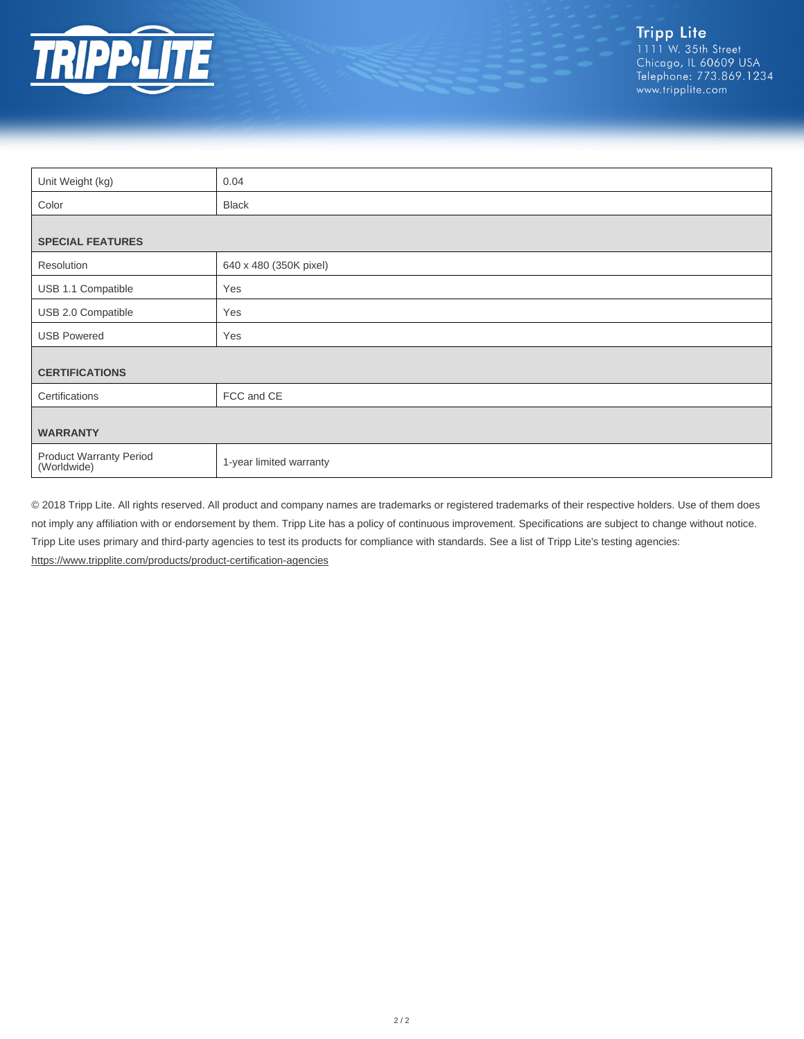| | |
|---|---|
| Unit Weight (kg) | 0.04 |
| Color | Black |
| **SPECIAL FEATURES** | |
| Resolution | 640 x 480 (350K pixel) |
| USB 1.1 Compatible | Yes |
| USB 2.0 Compatible | Yes |
| USB Powered | Yes |
| **CERTIFICATIONS** | |
| Certifications | FCC and CE |
| **WARRANTY** | |
| Product Warranty Period (Worldwide) | 1-year limited warranty |

© 2018 Tripp Lite. All rights reserved. All product and company names are trademarks or registered trademarks of their respective holders. Use of them does not imply any affiliation with or endorsement by them. Tripp Lite has a policy of continuous improvement. Specifications are subject to change without notice. Tripp Lite uses primary and third-party agencies to test its products for compliance with standards. See a list of Tripp Lite's testing agencies: https://www.tripplite.com/products/product-certification-agencies